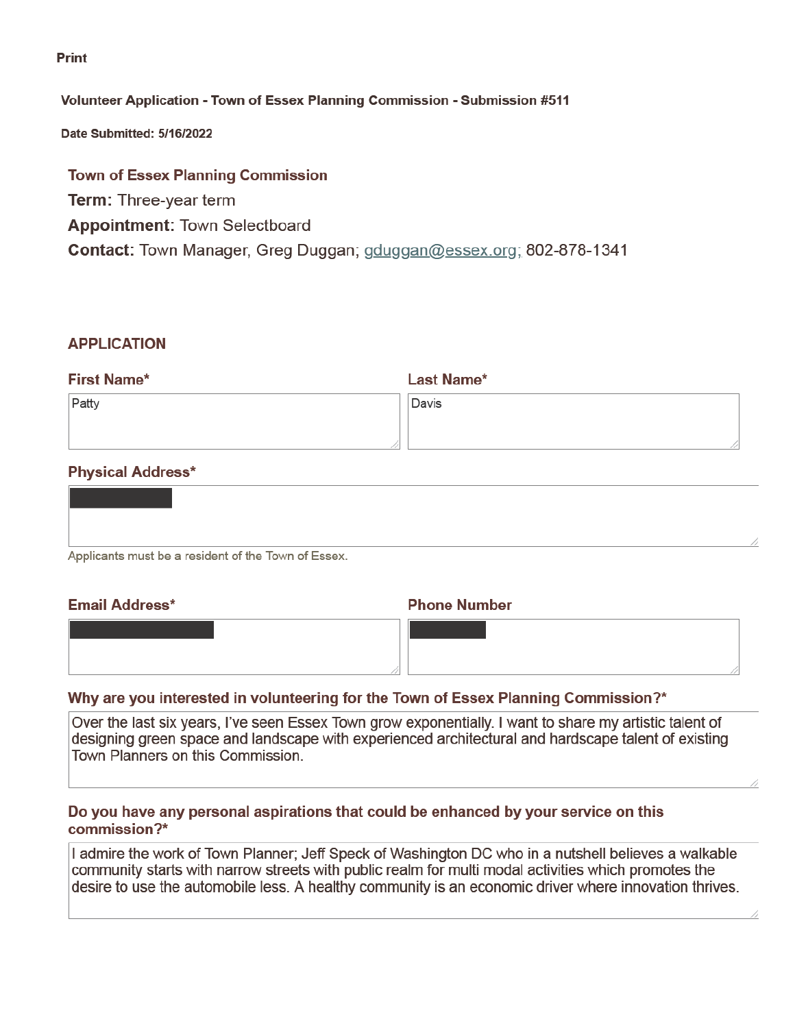Print

**Volunteer Application - Town of Essex Planning Commission - Submission #511**

**Date Submitted: 5/16/2022**

**Town of Essex Planning Commission**

**Term:** Three-year term

**Appointment:** Town Selectboard

**Contact:** Town Manager, Greg Duggan; gduggan@essex.org; 802-878-1341

## APPLICATION

**First Name***

Patty

**Last Name***

Davis

**Physical Address***

[REDACTED]

Applicants must be a resident of the Town of Essex.

**Email Address***

[REDACTED]

**Phone Number**

[REDACTED]

**Why are you interested in volunteering for the Town of Essex Planning Commission?***

Over the last six years, I've seen Essex Town grow exponentially. I want to share my artistic talent of designing green space and landscape with experienced architectural and hardscape talent of existing Town Planners on this Commission.

**Do you have any personal aspirations that could be enhanced by your service on this commission?***

I admire the work of Town Planner; Jeff Speck of Washington DC who in a nutshell believes a walkable community starts with narrow streets with public realm for multi modal activities which promotes the desire to use the automobile less. A healthy community is an economic driver where innovation thrives.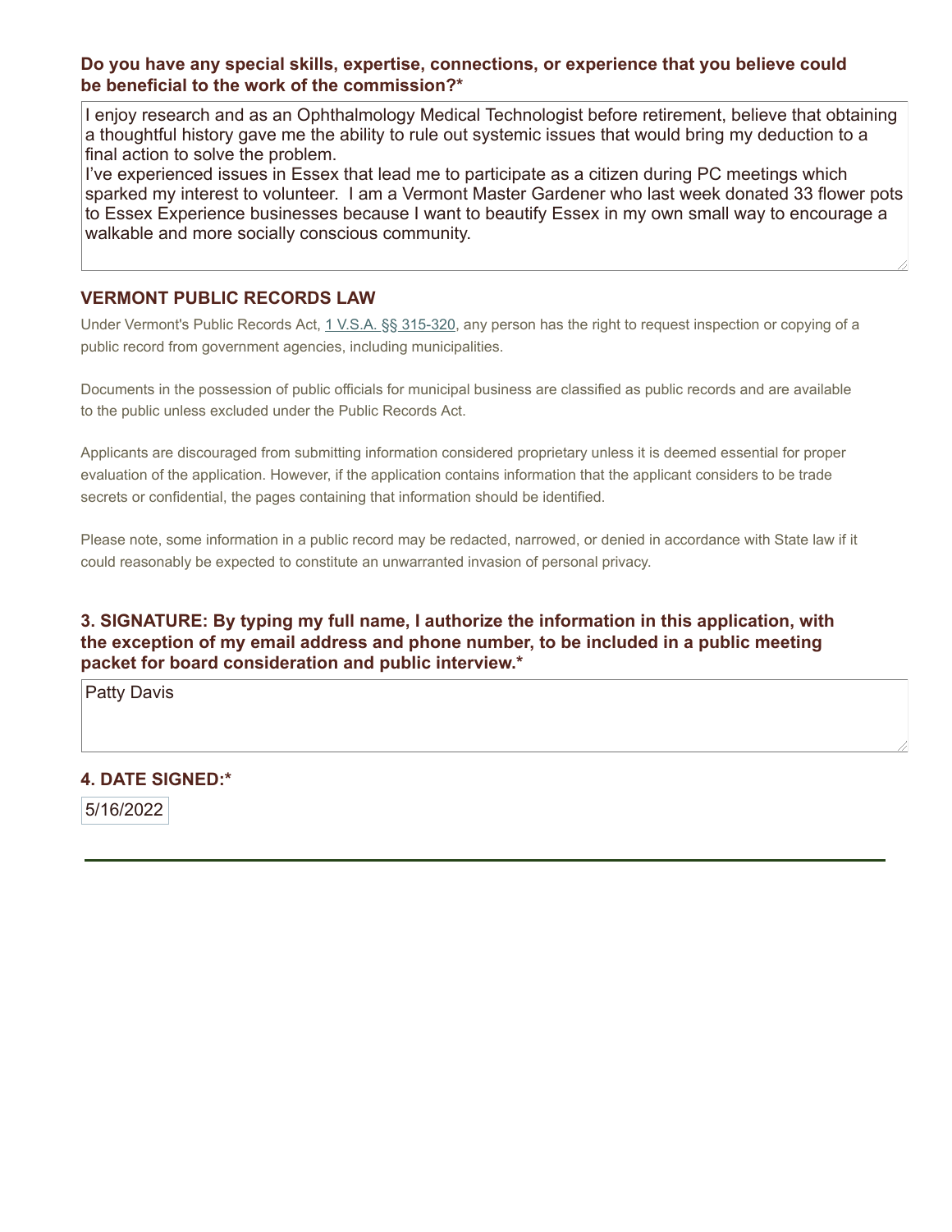**Do you have any special skills, expertise, connections, or experience that you believe could be beneficial to the work of the commission?***

I enjoy research and as an Ophthalmology Medical Technologist before retirement, believe that obtaining a thoughtful history gave me the ability to rule out systemic issues that would bring my deduction to a final action to solve the problem.
I've experienced issues in Essex that lead me to participate as a citizen during PC meetings which sparked my interest to volunteer. I am a Vermont Master Gardener who last week donated 33 flower pots to Essex Experience businesses because I want to beautify Essex in my own small way to encourage a walkable and more socially conscious community.

## VERMONT PUBLIC RECORDS LAW

Under Vermont's Public Records Act, 1 V.S.A. §§ 315-320, any person has the right to request inspection or copying of a public record from government agencies, including municipalities.

Documents in the possession of public officials for municipal business are classified as public records and are available to the public unless excluded under the Public Records Act.

Applicants are discouraged from submitting information considered proprietary unless it is deemed essential for proper evaluation of the application. However, if the application contains information that the applicant considers to be trade secrets or confidential, the pages containing that information should be identified.

Please note, some information in a public record may be redacted, narrowed, or denied in accordance with State law if it could reasonably be expected to constitute an unwarranted invasion of personal privacy.

### 3. SIGNATURE: By typing my full name, I authorize the information in this application, with the exception of my email address and phone number, to be included in a public meeting packet for board consideration and public interview.*

Patty Davis

### 4. DATE SIGNED:*

5/16/2022